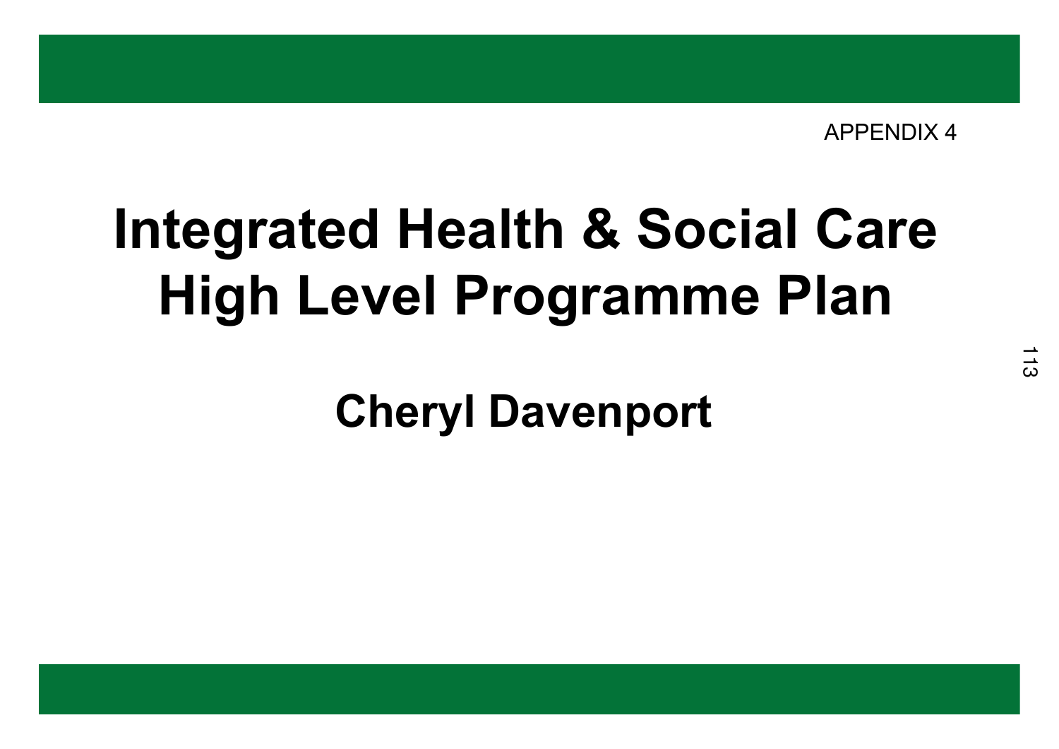APPENDIX 4

# Integrated Health & Social Care High Level Programme Plan

## Cheryl Davenport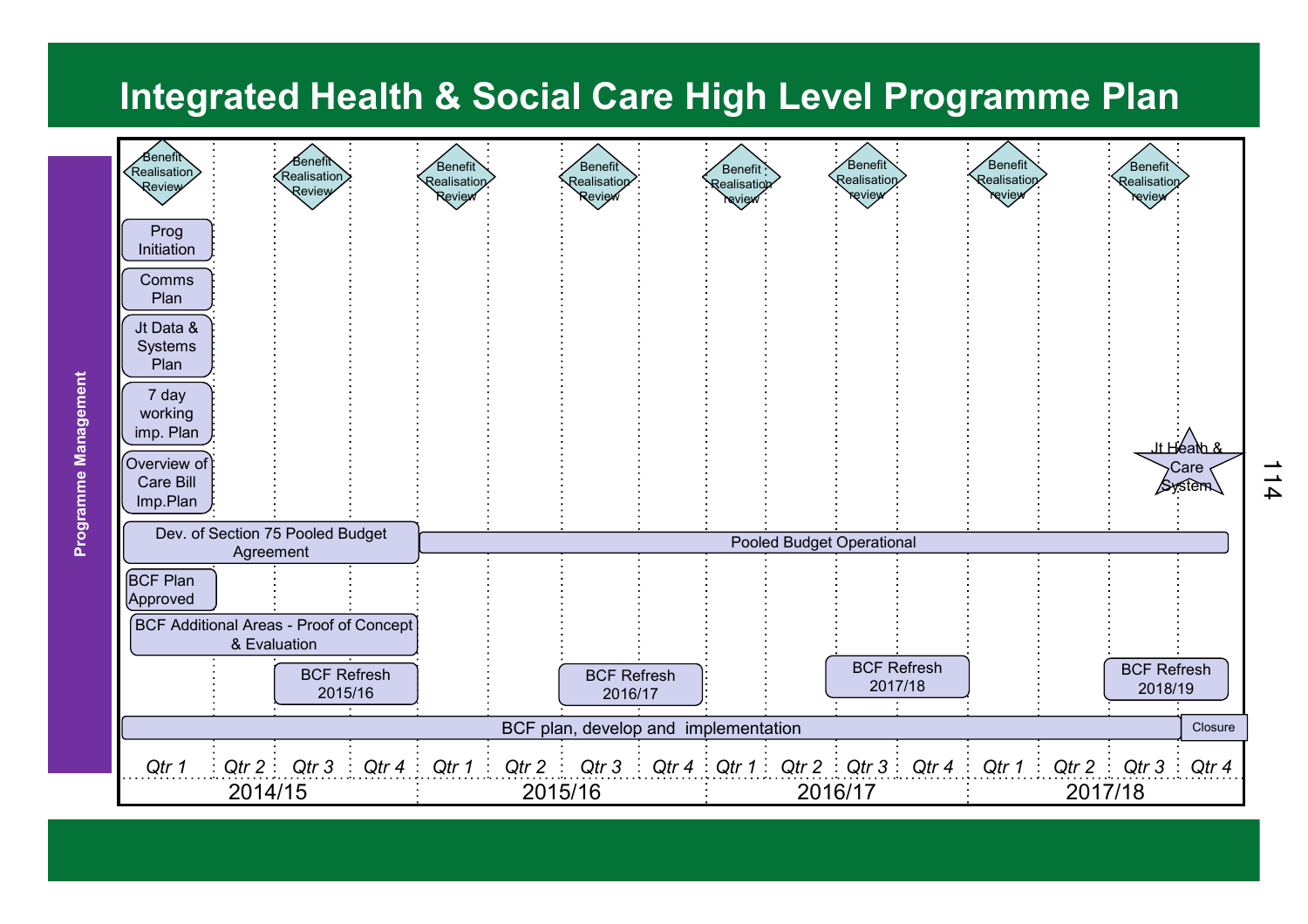# Integrated Health & Social Care High Level Programme Plan

**Programme Management**

| 2014/15 | | | | 2015/16 | | | | 2016/17 | | | | 2017/18 | | | |
|---|---|---|---|---|---|---|---|---|---|---|---|---|---|---|---|
| *Qtr 1* | *Qtr 2* | *Qtr 3* | *Qtr 4* | *Qtr 1* | *Qtr 2* | *Qtr 3* | *Qtr 4* | *Qtr 1* | *Qtr 2* | *Qtr 3* | *Qtr 4* | *Qtr 1* | *Qtr 2* | *Qtr 3* | *Qtr 4* |

Benefit Realisation Review milestones: 2014/15 Qtr 1; 2014/15 Qtr 3; 2015/16 Qtr 1; 2015/16 Qtr 3; 2016/17 Qtr 1; 2016/17 Qtr 3; 2017/18 Qtr 1; 2017/18 Qtr 3

Activities:

- Prog Initiation (2014/15 Qtr 1)
- Comms Plan (2014/15 Qtr 1)
- Jt Data & Systems Plan (2014/15 Qtr 1)
- 7 day working imp. Plan (2014/15 Qtr 1)
- Overview of Care Bill Imp.Plan (2014/15 Qtr 1)
- Jt Heath & Care System (milestone, 2017/18 Qtr 4)
- Dev. of Section 75 Pooled Budget Agreement (2014/15 Qtr 1 – Qtr 4)
- Pooled Budget Operational (2015/16 Qtr 1 – 2017/18 Qtr 4)
- BCF Plan Approved (2014/15 Qtr 1)
- BCF Additional Areas - Proof of Concept & Evaluation (2014/15 Qtr 1 – Qtr 4)
- BCF Refresh 2015/16 (2014/15 Qtr 3 – Qtr 4)
- BCF Refresh 2016/17 (2015/16 Qtr 3 – Qtr 4)
- BCF Refresh 2017/18 (2016/17 Qtr 3 – Qtr 4)
- BCF Refresh 2018/19 (2017/18 Qtr 3 – Qtr 4)
- BCF plan, develop and implementation (2014/15 Qtr 1 – 2017/18 Qtr 3)
- Closure (2017/18 Qtr 4)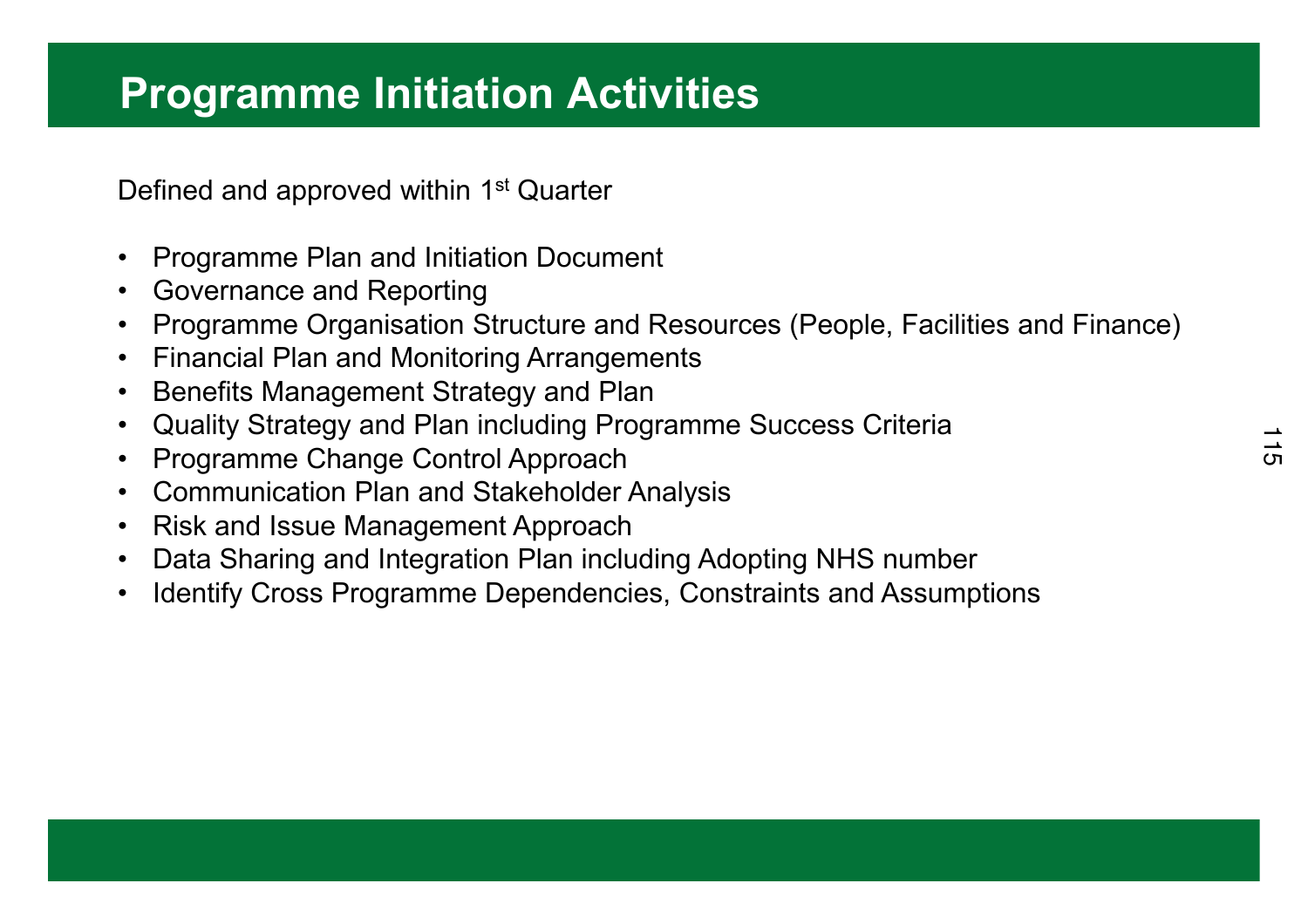# Programme Initiation Activities

Defined and approved within 1st Quarter

- Programme Plan and Initiation Document
- Governance and Reporting
- Programme Organisation Structure and Resources (People, Facilities and Finance)
- Financial Plan and Monitoring Arrangements
- Benefits Management Strategy and Plan
- Quality Strategy and Plan including Programme Success Criteria
- Programme Change Control Approach
- Communication Plan and Stakeholder Analysis
- Risk and Issue Management Approach
- Data Sharing and Integration Plan including Adopting NHS number
- Identify Cross Programme Dependencies, Constraints and Assumptions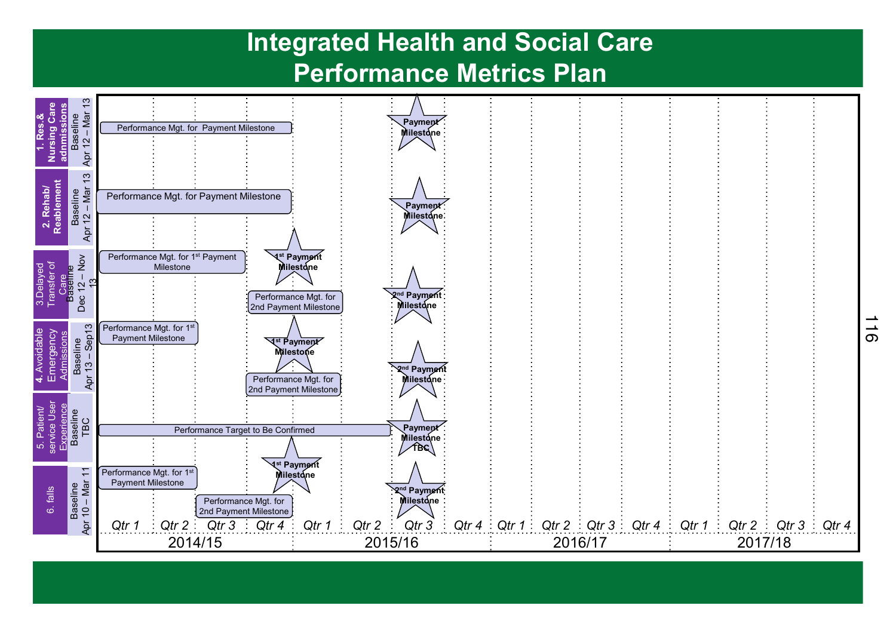# Integrated Health and Social Care
# Performance Metrics Plan

| Metric | Baseline | Activity / Milestone | Timing |
|---|---|---|---|
| 1. Res.& Nursing Care admissions | Baseline Apr 12 – Mar 13 | Performance Mgt. for Payment Milestone | 2014/15 Qtr 1 – Qtr 4 |
| | | Payment Milestone | 2015/16 Qtr 3 |
| 2. Rehab/ Reablement | Baseline Apr 12 – Mar 13 | Performance Mgt. for Payment Milestone | 2014/15 Qtr 1 – Qtr 4 |
| | | Payment Milestone | 2015/16 Qtr 3 |
| 3.Delayed Transfer of Care | Baseline Dec 12 – Nov 13 | Performance Mgt. for 1st Payment Milestone | 2014/15 Qtr 1 – Qtr 3 |
| | | 1st Payment Milestone | 2014/15 Qtr 4 |
| | | Performance Mgt. for 2nd Payment Milestone | 2014/15 Qtr 4 – 2015/16 Qtr 2 |
| | | 2nd Payment Milestone | 2015/16 Qtr 3 |
| 4. Avoidable Emergency Admissions | Baseline Apr 13 – Sep13 | Performance Mgt. for 1st Payment Milestone | 2014/15 Qtr 1 – Qtr 2 |
| | | 1st Payment Milestone | 2014/15 Qtr 4 |
| | | Performance Mgt. for 2nd Payment Milestone | 2014/15 Qtr 4 – 2015/16 Qtr 2 |
| | | 2nd Payment Milestone | 2015/16 Qtr 3 |
| 5. Patient/ service User Experience | Baseline TBC | Performance Target to Be Confirmed | 2014/15 Qtr 1 – 2015/16 Qtr 2 |
| | | Payment Milestone TBC | 2015/16 Qtr 3 |
| 6. falls | Baseline Apr 10 – Mar 11 | Performance Mgt. for 1st Payment Milestone | 2014/15 Qtr 1 – Qtr 2 |
| | | 1st Payment Milestone | 2014/15 Qtr 4 |
| | | Performance Mgt. for 2nd Payment Milestone | 2014/15 Qtr 3 – Qtr 4 |
| | | 2nd Payment Milestone | 2015/16 Qtr 3 |

Timeline: 2014/15 (Qtr 1, Qtr 2, Qtr 3, Qtr 4); 2015/16 (Qtr 1, Qtr 2, Qtr 3, Qtr 4); 2016/17 (Qtr 1, Qtr 2, Qtr 3, Qtr 4); 2017/18 (Qtr 1, Qtr 2, Qtr 3, Qtr 4)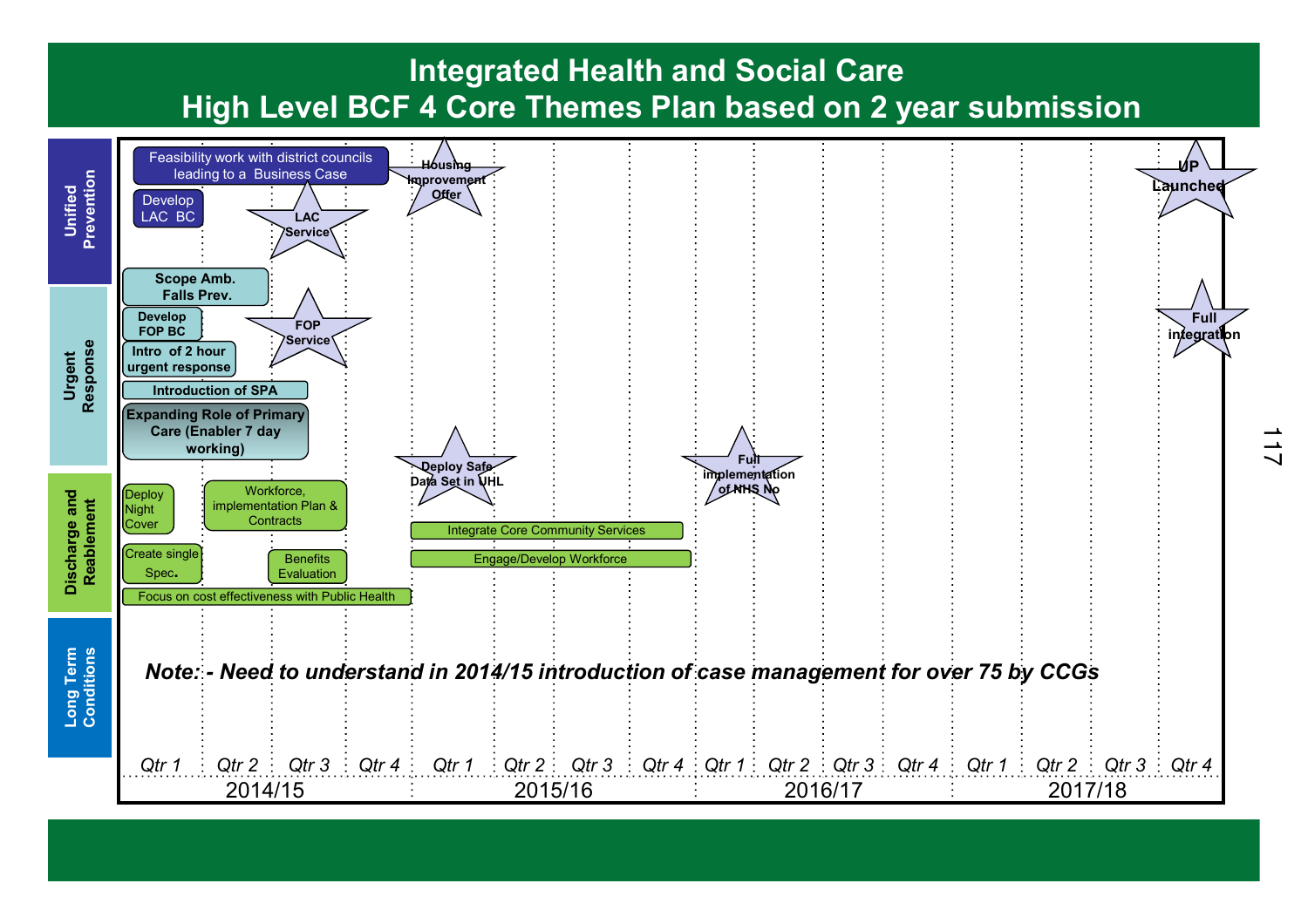# Integrated Health and Social Care
## High Level BCF 4 Core Themes Plan based on 2 year submission

| Theme | 2014/15 Qtr 1 | 2014/15 Qtr 2 | 2014/15 Qtr 3 | 2014/15 Qtr 4 | 2015/16 Qtr 1 | 2015/16 Qtr 2 | 2015/16 Qtr 3 | 2015/16 Qtr 4 | 2016/17 Qtr 1 | 2016/17 Qtr 2 | 2016/17 Qtr 3 | 2016/17 Qtr 4 | 2017/18 Qtr 1 | 2017/18 Qtr 2 | 2017/18 Qtr 3 | 2017/18 Qtr 4 |
|---|---|---|---|---|---|---|---|---|---|---|---|---|---|---|---|---|
| **Unified Prevention** | Feasibility work with district councils leading to a Business Case; Develop LAC BC | | LAC Service | | Housing Improvement Offer | | | | | | | | | | | UP Launched |
| **Urgent Response** | Scope Amb. Falls Prev.; Develop FOP BC; Intro of 2 hour urgent response; Introduction of SPA; Expanding Role of Primary Care (Enabler 7 day working) | | FOP Service | | | | | | | | | | | | | Full integration |
| **Discharge and Reablement** | Deploy Night Cover; Create single Spec.; Focus on cost effectiveness with Public Health | Workforce, implementation Plan & Contracts | Benefits Evaluation | | Deploy Safe Data Set in UHL; Integrate Core Community Services; Engage/Develop Workforce | | | | Full implementation of NHS No | | | | | | | |
| **Long Term Conditions** | | | | | | | | | | | | | | | | |

*Note: - Need to understand in 2014/15 introduction of case management for over 75 by CCGs*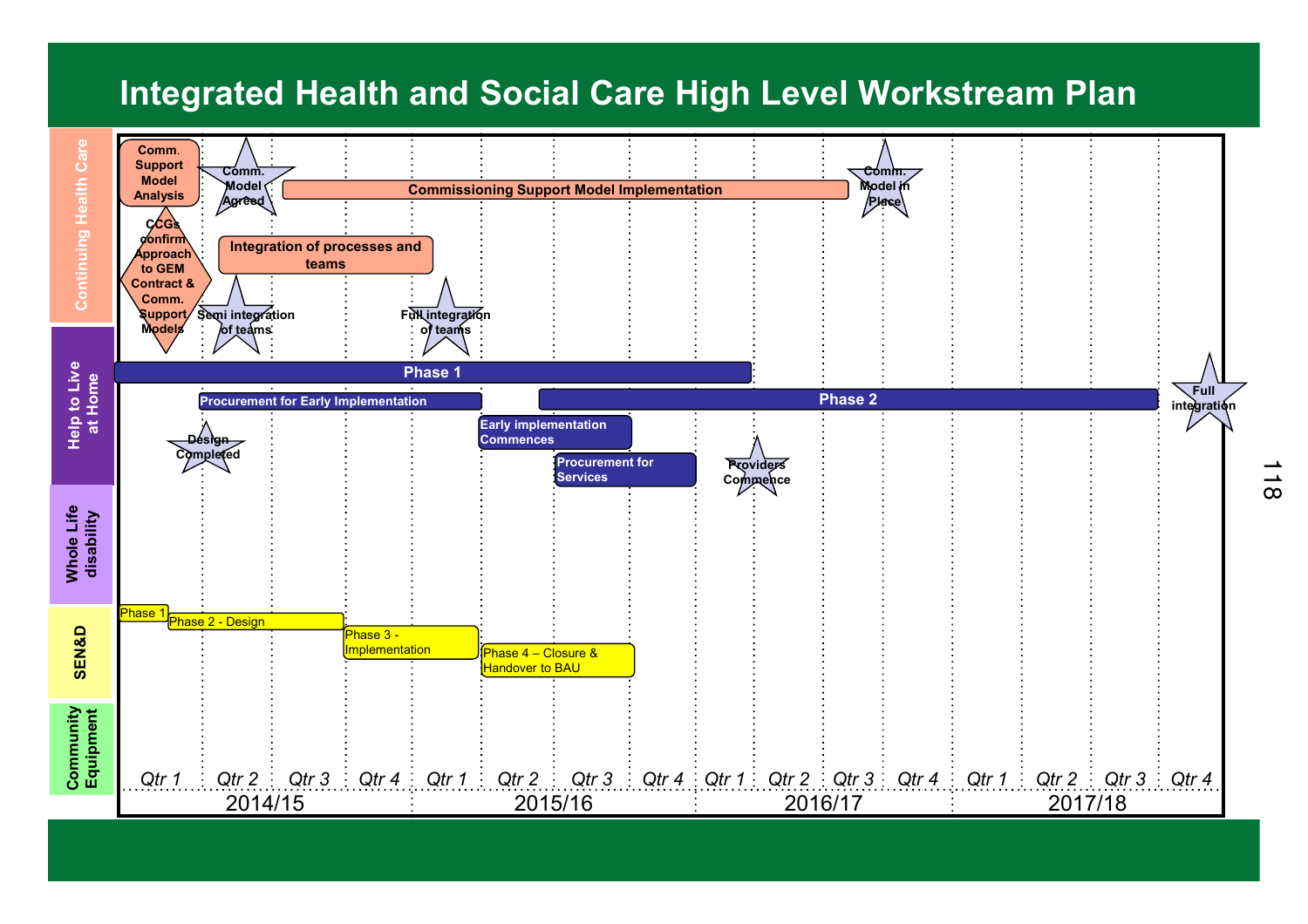# Integrated Health and Social Care High Level Workstream Plan

| Workstream | 2014/15 Qtr 1 | 2014/15 Qtr 2 | 2014/15 Qtr 3 | 2014/15 Qtr 4 | 2015/16 Qtr 1 | 2015/16 Qtr 2 | 2015/16 Qtr 3 | 2015/16 Qtr 4 | 2016/17 Qtr 1 | 2016/17 Qtr 2 | 2016/17 Qtr 3 | 2016/17 Qtr 4 | 2017/18 Qtr 1 | 2017/18 Qtr 2 | 2017/18 Qtr 3 | 2017/18 Qtr 4 |
|---|---|---|---|---|---|---|---|---|---|---|---|---|---|---|---|---|
| Continuing Health Care | Comm. Support Model Analysis; CCGs confirm Approach to GEM Contract & Comm. Support Models | Comm. Model Agreed; Semi integration of teams; Integration of processes and teams | Commissioning Support Model Implementation; Integration of processes and teams | Commissioning Support Model Implementation; Integration of processes and teams | Commissioning Support Model Implementation; Full integration of teams | Commissioning Support Model Implementation | Commissioning Support Model Implementation | Commissioning Support Model Implementation | Commissioning Support Model Implementation | Commissioning Support Model Implementation | Commissioning Support Model Implementation | Comm. Model in Place | | | | |
| Help to Live at Home | Phase 1 | Phase 1; Procurement for Early Implementation; Design Completed | Phase 1; Procurement for Early Implementation | Phase 1; Procurement for Early Implementation | Phase 1; Procurement for Early Implementation | Phase 1; Early implementation Commences; Phase 2 | Phase 1; Early implementation Commences; Procurement for Services; Phase 2 | Phase 1; Procurement for Services; Phase 2 | Phase 1; Phase 2 | Phase 2; Providers Commence | Phase 2 | Phase 2 | Phase 2 | Phase 2 | Phase 2 | Full integration |
| Whole Life disability | | | | | | | | | | | | | | | | |
| SEN&D | Phase 1; Phase 2 - Design | Phase 2 - Design | Phase 2 - Design | Phase 3 - Implementation | Phase 3 - Implementation | Phase 4 – Closure & Handover to BAU | Phase 4 – Closure & Handover to BAU | | | | | | | | | |
| Community Equipment | | | | | | | | | | | | | | | | |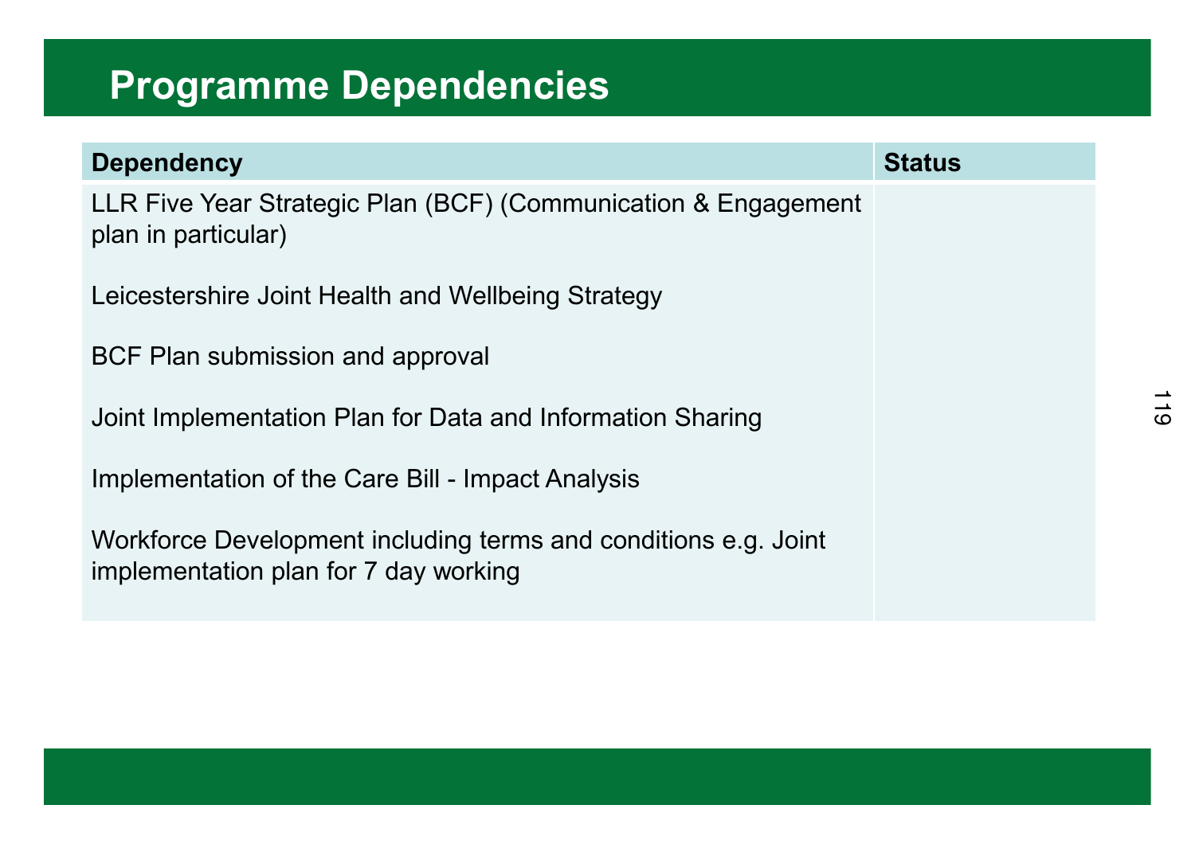# Programme Dependencies

| Dependency | Status |
|---|---|
| LLR Five Year Strategic Plan (BCF) (Communication & Engagement plan in particular) | |
| Leicestershire Joint Health and Wellbeing Strategy | |
| BCF Plan submission and approval | |
| Joint Implementation Plan for Data and Information Sharing | |
| Implementation of the Care Bill - Impact Analysis | |
| Workforce Development including terms and conditions e.g. Joint implementation plan for 7 day working | |